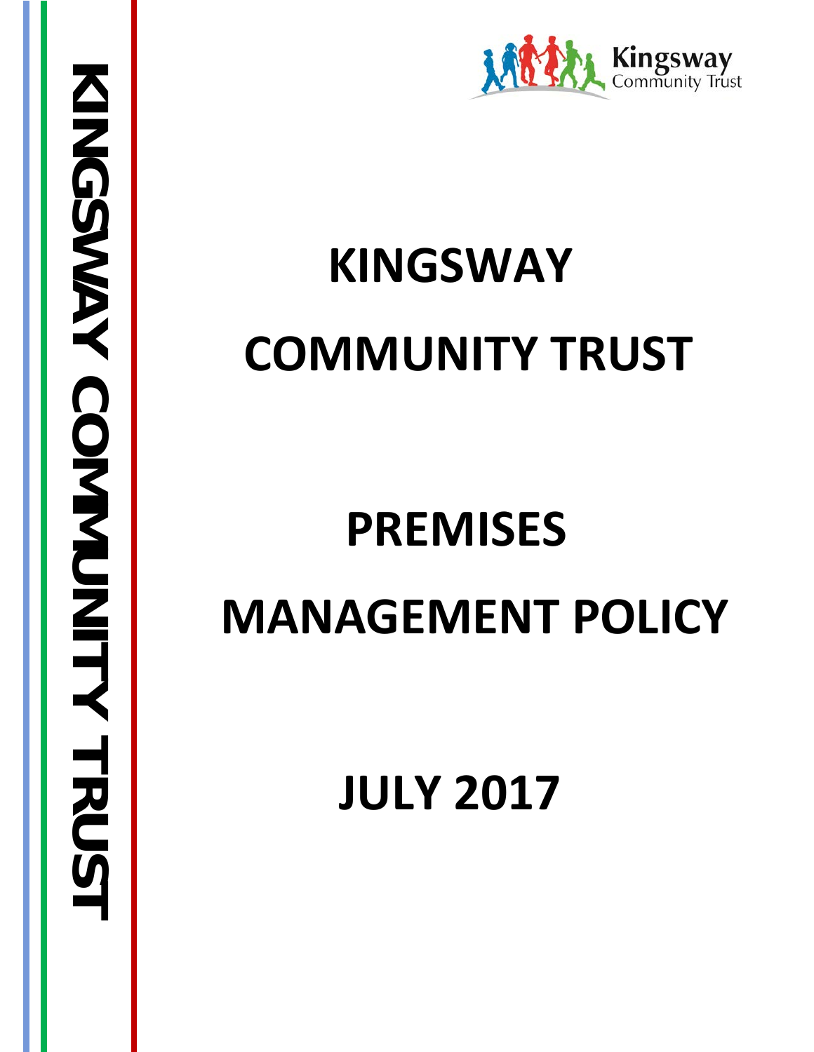# KINGSWAY COMMUNITY TRUST

# PREMISES MANAGEMENT POLICY

# JULY 2017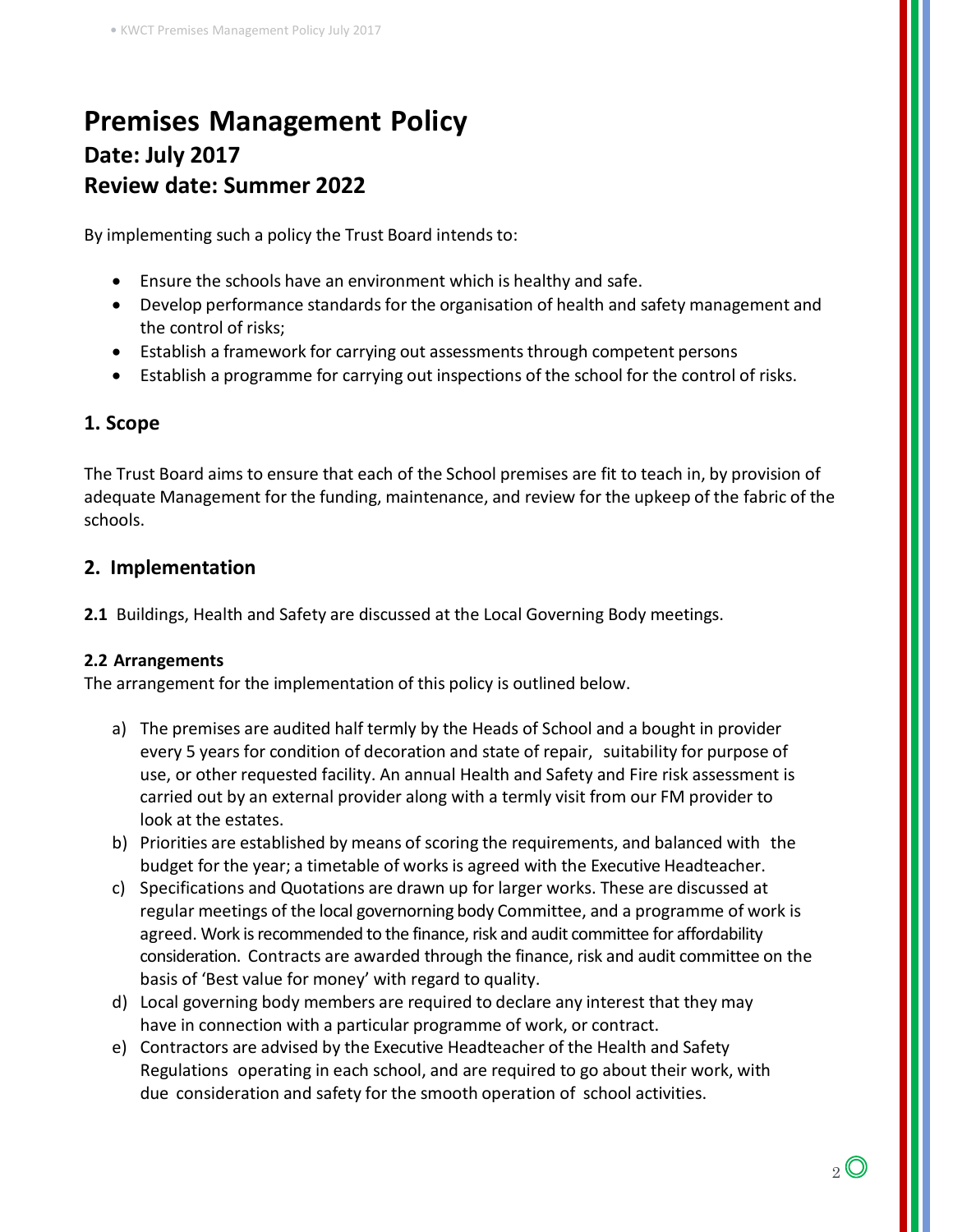# Premises Management Policy

## Date: July 2017

## Review date: Summer 2022

By implementing such a policy the Trust Board intends to:

- Ensure the schools have an environment which is healthy and safe.
- Develop performance standards for the organisation of health and safety management and the control of risks;
- Establish a framework for carrying out assessments through competent persons
- Establish a programme for carrying out inspections of the school for the control of risks.

## 1. Scope

The Trust Board aims to ensure that each of the School premises are fit to teach in, by provision of adequate Management for the funding, maintenance, and review for the upkeep of the fabric of the schools.

## 2. Implementation

**2.1** Buildings, Health and Safety are discussed at the Local Governing Body meetings.

**2.2 Arrangements**

The arrangement for the implementation of this policy is outlined below.

a) The premises are audited half termly by the Heads of School and a bought in provider every 5 years for condition of decoration and state of repair, suitability for purpose of use, or other requested facility. An annual Health and Safety and Fire risk assessment is carried out by an external provider along with a termly visit from our FM provider to look at the estates.

b) Priorities are established by means of scoring the requirements, and balanced with the budget for the year; a timetable of works is agreed with the Executive Headteacher.

c) Specifications and Quotations are drawn up for larger works. These are discussed at regular meetings of the local governorning body Committee, and a programme of work is agreed. Work is recommended to the finance, risk and audit committee for affordability consideration. Contracts are awarded through the finance, risk and audit committee on the basis of 'Best value for money' with regard to quality.

d) Local governing body members are required to declare any interest that they may have in connection with a particular programme of work, or contract.

e) Contractors are advised by the Executive Headteacher of the Health and Safety Regulations operating in each school, and are required to go about their work, with due consideration and safety for the smooth operation of school activities.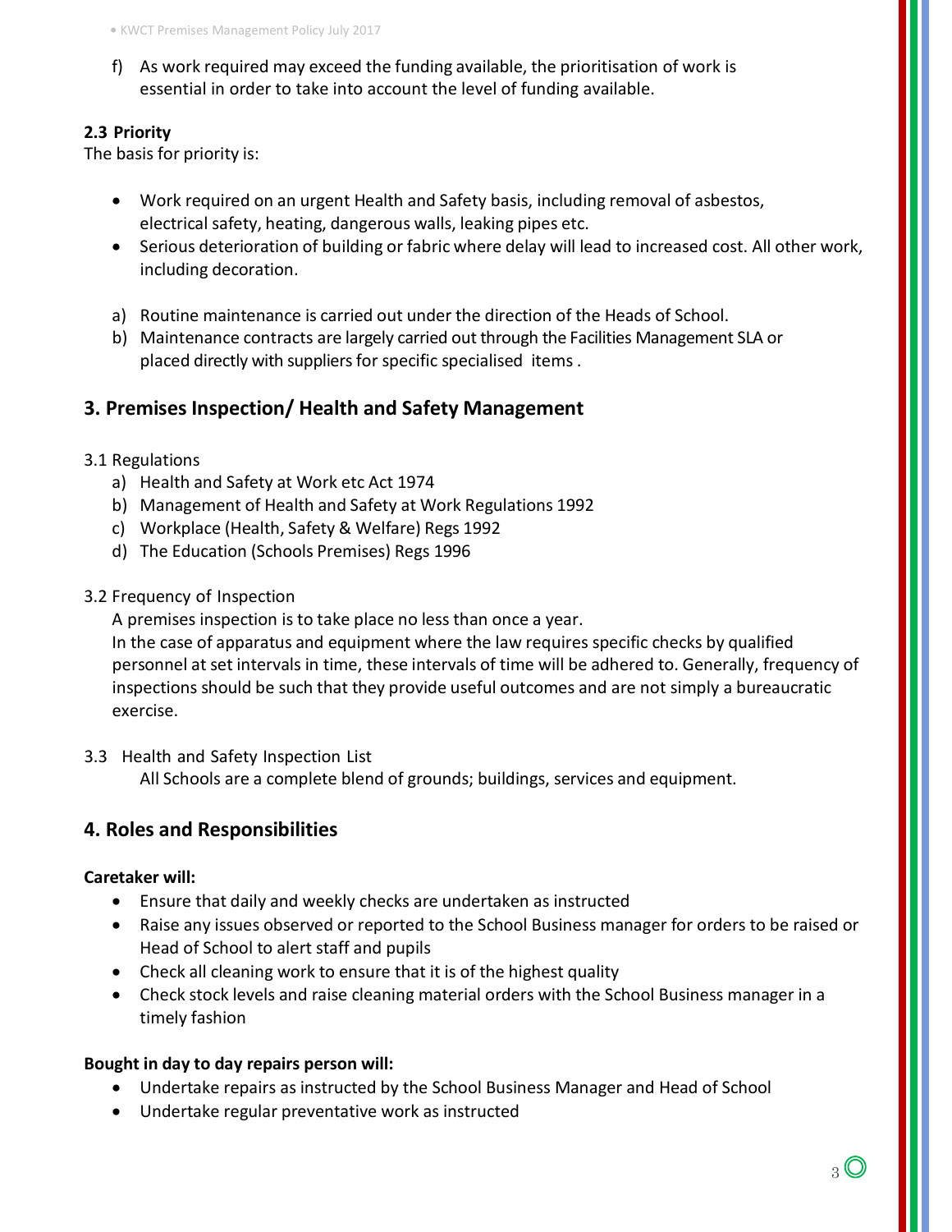f) As work required may exceed the funding available, the prioritisation of work is essential in order to take into account the level of funding available.

**2.3 Priority**

The basis for priority is:

- Work required on an urgent Health and Safety basis, including removal of asbestos, electrical safety, heating, dangerous walls, leaking pipes etc.
- Serious deterioration of building or fabric where delay will lead to increased cost. All other work, including decoration.

a) Routine maintenance is carried out under the direction of the Heads of School.

b) Maintenance contracts are largely carried out through the Facilities Management SLA or placed directly with suppliers for specific specialised items .

## 3. Premises Inspection/ Health and Safety Management

3.1 Regulations

a) Health and Safety at Work etc Act 1974

b) Management of Health and Safety at Work Regulations 1992

c) Workplace (Health, Safety & Welfare) Regs 1992

d) The Education (Schools Premises) Regs 1996

3.2 Frequency of Inspection

A premises inspection is to take place no less than once a year.

In the case of apparatus and equipment where the law requires specific checks by qualified personnel at set intervals in time, these intervals of time will be adhered to. Generally, frequency of inspections should be such that they provide useful outcomes and are not simply a bureaucratic exercise.

3.3 Health and Safety Inspection List

All Schools are a complete blend of grounds; buildings, services and equipment.

## 4. Roles and Responsibilities

**Caretaker will:**

- Ensure that daily and weekly checks are undertaken as instructed
- Raise any issues observed or reported to the School Business manager for orders to be raised or Head of School to alert staff and pupils
- Check all cleaning work to ensure that it is of the highest quality
- Check stock levels and raise cleaning material orders with the School Business manager in a timely fashion

**Bought in day to day repairs person will:**

- Undertake repairs as instructed by the School Business Manager and Head of School
- Undertake regular preventative work as instructed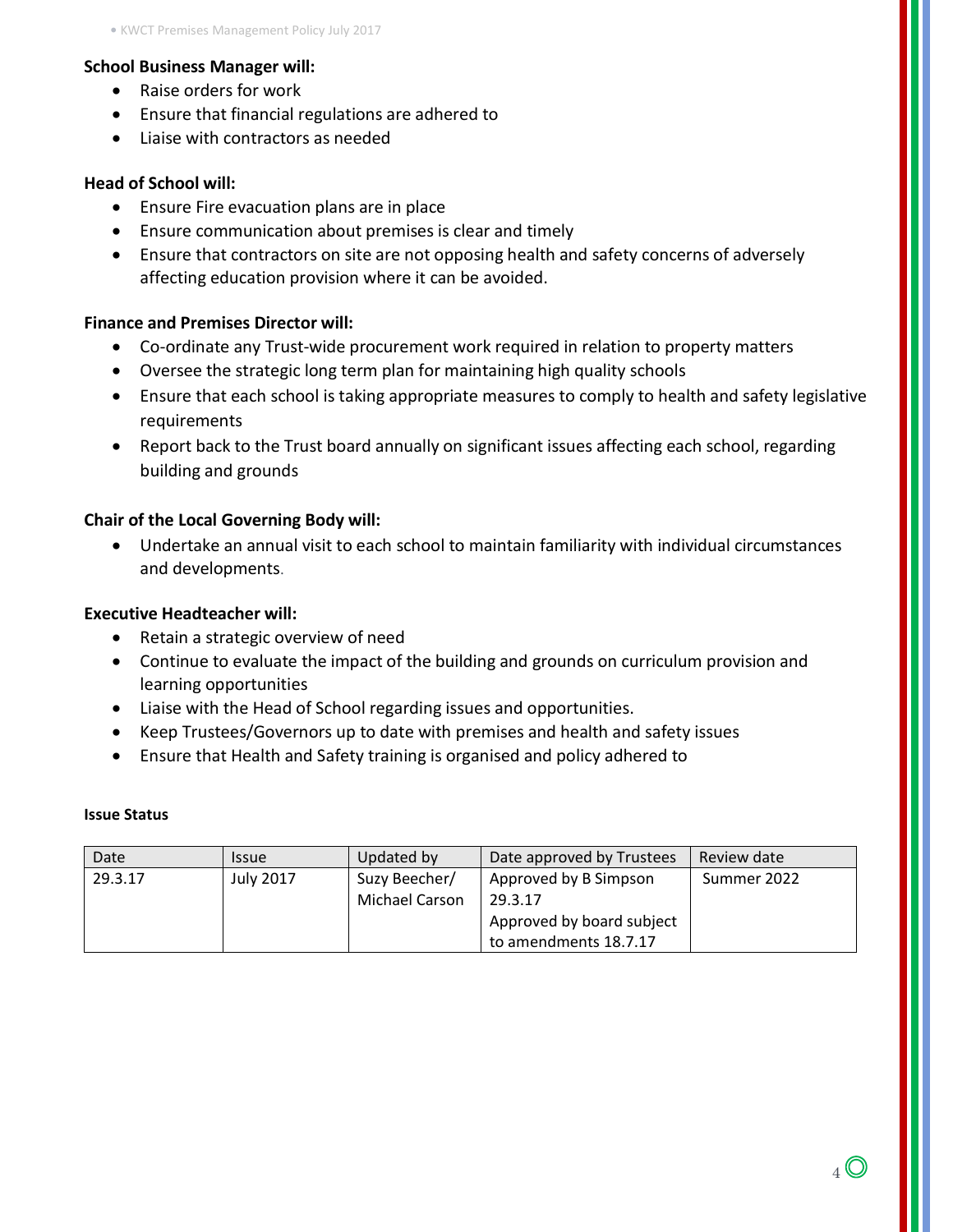**School Business Manager will:**

- Raise orders for work
- Ensure that financial regulations are adhered to
- Liaise with contractors as needed

**Head of School will:**

- Ensure Fire evacuation plans are in place
- Ensure communication about premises is clear and timely
- Ensure that contractors on site are not opposing health and safety concerns of adversely affecting education provision where it can be avoided.

**Finance and Premises Director will:**

- Co-ordinate any Trust-wide procurement work required in relation to property matters
- Oversee the strategic long term plan for maintaining high quality schools
- Ensure that each school is taking appropriate measures to comply to health and safety legislative requirements
- Report back to the Trust board annually on significant issues affecting each school, regarding building and grounds

**Chair of the Local Governing Body will:**

- Undertake an annual visit to each school to maintain familiarity with individual circumstances and developments.

**Executive Headteacher will:**

- Retain a strategic overview of need
- Continue to evaluate the impact of the building and grounds on curriculum provision and learning opportunities
- Liaise with the Head of School regarding issues and opportunities.
- Keep Trustees/Governors up to date with premises and health and safety issues
- Ensure that Health and Safety training is organised and policy adhered to

**Issue Status**

| Date | Issue | Updated by | Date approved by Trustees | Review date |
|---|---|---|---|---|
| 29.3.17 | July 2017 | Suzy Beecher/ Michael Carson | Approved by B Simpson 29.3.17 Approved by board subject to amendments 18.7.17 | Summer 2022 |